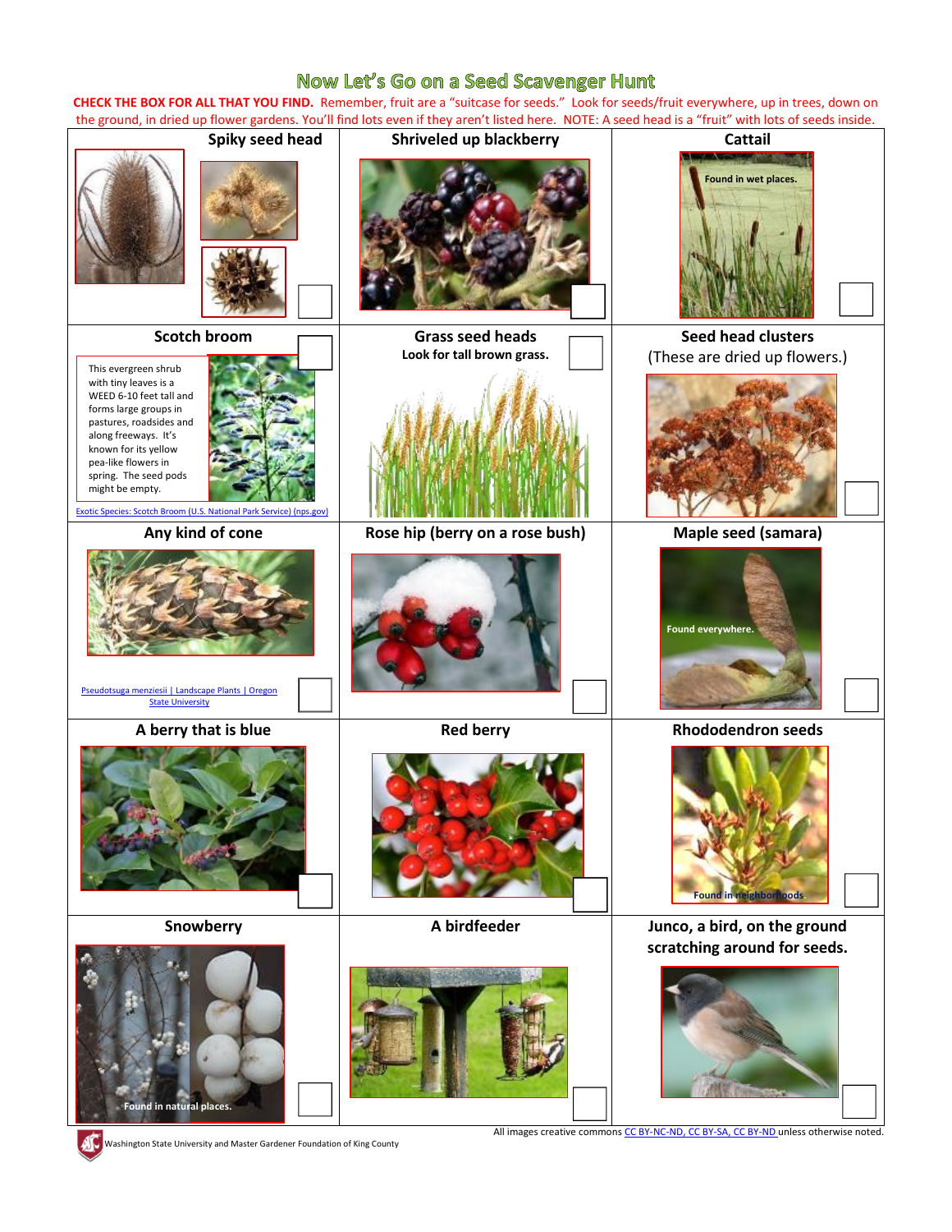# Now Let's Go on a Seed Scavenger Hunt

**CHECK THE BOX FOR ALL THAT YOU FIND.** Remember, fruit are a "suitcase for seeds." Look for seeds/fruit everywhere, up in trees, down on the ground, in dried up flower gardens. You'll find lots even if they aren't listed here. NOTE: A seed head is a "fruit" with lots of seeds inside.

| | | |
|---|---|---|
| **Spiky seed head** ☐ | **Shriveled up blackberry** ☐ | **Cattail** Found in wet places. ☐ |
| **Scotch broom** ☐ This evergreen shrub with tiny leaves is a WEED 6-10 feet tall and forms large groups in pastures, roadsides and along freeways. It's known for its yellow pea-like flowers in spring. The seed pods might be empty. [Exotic Species: Scotch Broom (U.S. National Park Service) (nps.gov)] | **Grass seed heads** Look for tall brown grass. ☐ | **Seed head clusters** (These are dried up flowers.) ☐ |
| **Any kind of cone** [Pseudotsuga menziesii \| Landscape Plants \| Oregon State University] ☐ | **Rose hip (berry on a rose bush)** ☐ | **Maple seed (samara)** Found everywhere. ☐ |
| **A berry that is blue** ☐ | **Red berry** ☐ | **Rhododendron seeds** Found in neighborhoods. ☐ |
| **Snowberry** Found in natural places. ☐ | **A birdfeeder** ☐ | **Junco, a bird, on the ground scratching around for seeds.** ☐ |

All images creative commons CC BY-NC-ND, CC BY-SA, CC BY-ND unless otherwise noted.

Washington State University and Master Gardener Foundation of King County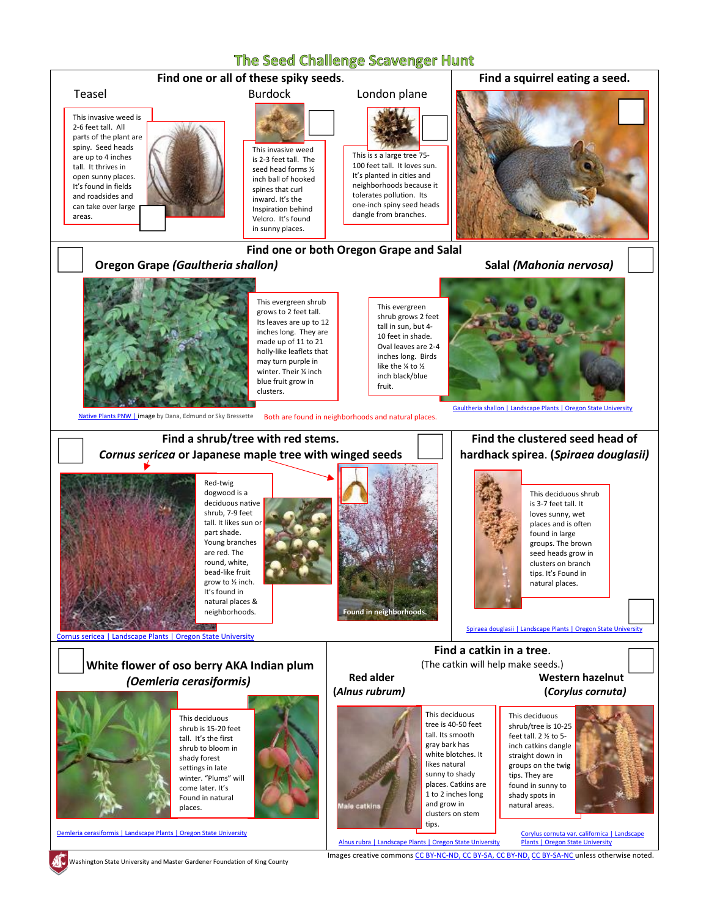# The Seed Challenge Scavenger Hunt

## Find one or all of these spiky seeds.

### Teasel

This invasive weed is 2-6 feet tall. All parts of the plant are spiny. Seed heads are up to 4 inches tall. It thrives in open sunny places. It's found in fields and roadsides and can take over large areas.

### Burdock

This invasive weed is 2-3 feet tall. The seed head forms ½ inch ball of hooked spines that curl inward. It's the Inspiration behind Velcro. It's found in sunny places.

### London plane

This is s a large tree 75-100 feet tall. It loves sun. It's planted in cities and neighborhoods because it tolerates pollution. Its one-inch spiny seed heads dangle from branches.

## Find a squirrel eating a seed.

## Find one or both Oregon Grape and Salal

### Oregon Grape *(Gaultheria shallon)*

This evergreen shrub grows to 2 feet tall. Its leaves are up to 12 inches long. They are made up of 11 to 21 holly-like leaflets that may turn purple in winter. Their ¼ inch blue fruit grow in clusters.

Native Plants PNW | image by Dana, Edmund or Sky Bressette

### Salal *(Mahonia nervosa)*

This evergreen shrub grows 2 feet tall in sun, but 4-10 feet in shade. Oval leaves are 2-4 inches long. Birds like the ¼ to ½ inch black/blue fruit.

Gaultheria shallon | Landscape Plants | Oregon State University

Both are found in neighborhoods and natural places.

## Find a shrub/tree with red stems.

### *Cornus sericea* or Japanese maple tree with winged seeds

Red-twig dogwood is a deciduous native shrub, 7-9 feet tall. It likes sun or part shade. Young branches are red. The round, white, bead-like fruit grow to ½ inch. It's found in natural places & neighborhoods.

Found in neighborhoods.

Cornus sericea | Landscape Plants | Oregon State University

## Find the clustered seed head of hardhack spirea. (*Spiraea douglasii)*

This deciduous shrub is 3-7 feet tall. It loves sunny, wet places and is often found in large groups. The brown seed heads grow in clusters on branch tips. It's Found in natural places.

Spiraea douglasii | Landscape Plants | Oregon State University

## White flower of oso berry AKA Indian plum *(Oemleria cerasiformis)*

This deciduous shrub is 15-20 feet tall. It's the first shrub to bloom in shady forest settings in late winter. "Plums" will come later. It's Found in natural places.

Oemleria cerasiformis | Landscape Plants | Oregon State University

## Find a catkin in a tree.

(The catkin will help make seeds.)

### Red alder (*Alnus rubrum)*

Male catkins

This deciduous tree is 40-50 feet tall. Its smooth gray bark has white blotches. It likes natural sunny to shady places. Catkins are 1 to 2 inches long and grow in clusters on stem tips.

Alnus rubra | Landscape Plants | Oregon State University

### Western hazelnut (*Corylus cornuta)*

This deciduous shrub/tree is 10-25 feet tall. 2 ½ to 5-inch catkins dangle straight down in groups on the twig tips. They are found in sunny to shady spots in natural areas.

Corylus cornuta var. californica | Landscape Plants | Oregon State University

Washington State University and Master Gardener Foundation of King County

Images creative commons CC BY-NC-ND, CC BY-SA, CC BY-ND, CC BY-SA-NC unless otherwise noted.